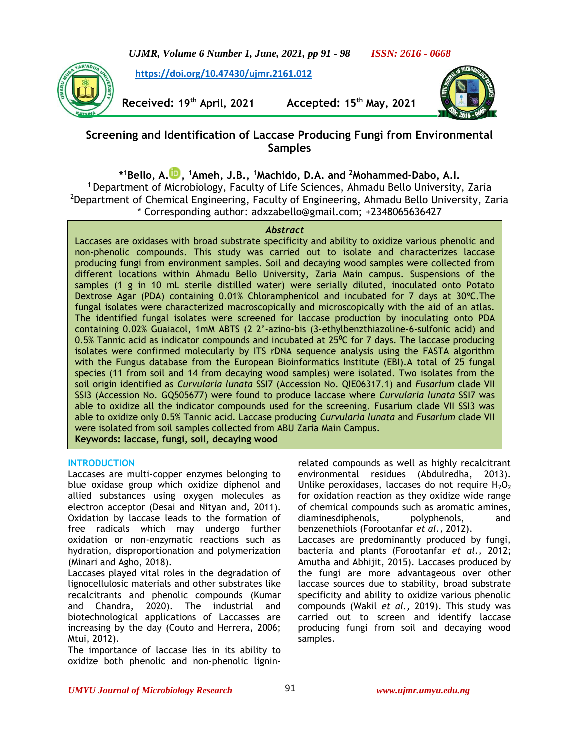https://doi.org/10.47430/ujmr.2161.012

Received: 19th April, 2021 Accepted: 15th May, 2021

# Screening and Identification of Laccase Producing Fungi from Environmental Samples

*[1]Bello, A., [1]Ameh, J.B., [1]Machido, D.A. and [2]Mohammed-Dabo, A.I.

[1] Department of Microbiology, Faculty of Life Sciences, Ahmadu Bello University, Zaria

[2]Department of Chemical Engineering, Faculty of Engineering, Ahmadu Bello University, Zaria

* Corresponding author: adxzabello@gmail.com; +2348065636427

### *Abstract*

Laccases are oxidases with broad substrate specificity and ability to oxidize various phenolic and non-phenolic compounds. This study was carried out to isolate and characterizes laccase producing fungi from environment samples. Soil and decaying wood samples were collected from different locations within Ahmadu Bello University, Zaria Main campus. Suspensions of the samples (1 g in 10 mL sterile distilled water) were serially diluted, inoculated onto Potato Dextrose Agar (PDA) containing 0.01% Chloramphenicol and incubated for 7 days at 30°C.The fungal isolates were characterized macroscopically and microscopically with the aid of an atlas. The identified fungal isolates were screened for laccase production by inoculating onto PDA containing 0.02% Guaiacol, 1mM ABTS (2 2'-azino-bis (3-ethylbenzthiazoline-6-sulfonic acid) and 0.5% Tannic acid as indicator compounds and incubated at 25°C for 7 days. The laccase producing isolates were confirmed molecularly by ITS rDNA sequence analysis using the FASTA algorithm with the Fungus database from the European Bioinformatics Institute (EBI).A total of 25 fungal species (11 from soil and 14 from decaying wood samples) were isolated. Two isolates from the soil origin identified as *Curvularia lunata* SSI7 (Accession No. QIE06317.1) and *Fusarium* clade VII SSI3 (Accession No. GQ505677) were found to produce laccase where *Curvularia lunata* SSI7 was able to oxidize all the indicator compounds used for the screening. Fusarium clade VII SSI3 was able to oxidize only 0.5% Tannic acid. Laccase producing *Curvularia lunata* and *Fusarium* clade VII were isolated from soil samples collected from ABU Zaria Main Campus.

**Keywords: laccase, fungi, soil, decaying wood**

## INTRODUCTION

Laccases are multi-copper enzymes belonging to blue oxidase group which oxidize diphenol and allied substances using oxygen molecules as electron acceptor (Desai and Nityan and, 2011). Oxidation by laccase leads to the formation of free radicals which may undergo further oxidation or non-enzymatic reactions such as hydration, disproportionation and polymerization (Minari and Agho, 2018).

Laccases played vital roles in the degradation of lignocellulosic materials and other substrates like recalcitrants and phenolic compounds (Kumar and Chandra, 2020). The industrial and biotechnological applications of Laccases are increasing by the day (Couto and Herrera, 2006; Mtui, 2012).

The importance of laccase lies in its ability to oxidize both phenolic and non-phenolic lignin-related compounds as well as highly recalcitrant environmental residues (Abdulredha, 2013). Unlike peroxidases, laccases do not require $H_2O_2$ for oxidation reaction as they oxidize wide range of chemical compounds such as aromatic amines, diaminesdiphenols, polyphenols, and benzenethiols (Forootanfar *et al.,* 2012).

Laccases are predominantly produced by fungi, bacteria and plants (Forootanfar *et al.,* 2012; Amutha and Abhijit, 2015). Laccases produced by the fungi are more advantageous over other laccase sources due to stability, broad substrate specificity and ability to oxidize various phenolic compounds (Wakil *et al.,* 2019). This study was carried out to screen and identify laccase producing fungi from soil and decaying wood samples.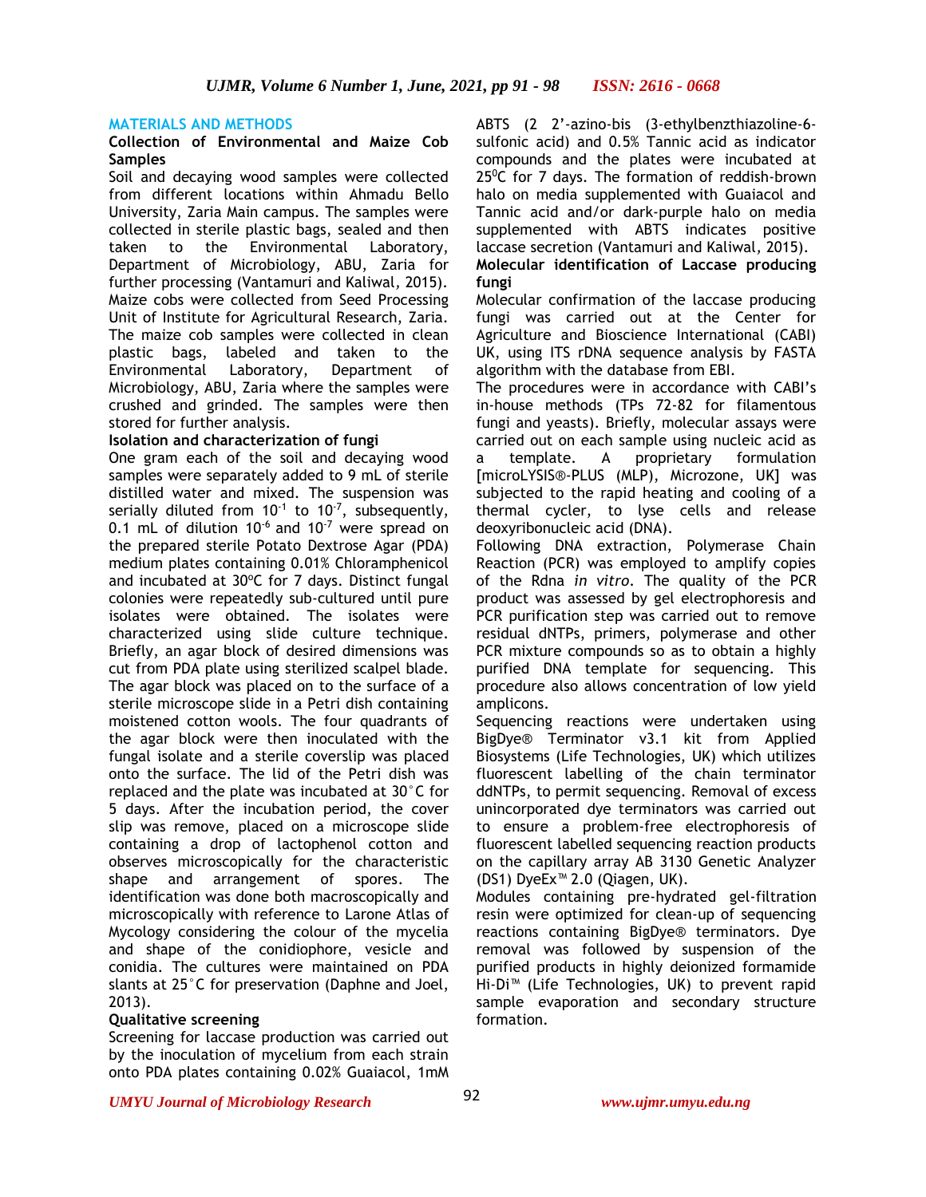## MATERIALS AND METHODS

### Collection of Environmental and Maize Cob Samples

Soil and decaying wood samples were collected from different locations within Ahmadu Bello University, Zaria Main campus. The samples were collected in sterile plastic bags, sealed and then taken to the Environmental Laboratory, Department of Microbiology, ABU, Zaria for further processing (Vantamuri and Kaliwal, 2015). Maize cobs were collected from Seed Processing Unit of Institute for Agricultural Research, Zaria. The maize cob samples were collected in clean plastic bags, labeled and taken to the Environmental Laboratory, Department of Microbiology, ABU, Zaria where the samples were crushed and grinded. The samples were then stored for further analysis.

### Isolation and characterization of fungi

One gram each of the soil and decaying wood samples were separately added to 9 mL of sterile distilled water and mixed. The suspension was serially diluted from $10^{-1}$ to $10^{-7}$, subsequently, 0.1 mL of dilution $10^{-6}$ and $10^{-7}$ were spread on the prepared sterile Potato Dextrose Agar (PDA) medium plates containing 0.01% Chloramphenicol and incubated at 30ºC for 7 days. Distinct fungal colonies were repeatedly sub-cultured until pure isolates were obtained. The isolates were characterized using slide culture technique. Briefly, an agar block of desired dimensions was cut from PDA plate using sterilized scalpel blade. The agar block was placed on to the surface of a sterile microscope slide in a Petri dish containing moistened cotton wools. The four quadrants of the agar block were then inoculated with the fungal isolate and a sterile coverslip was placed onto the surface. The lid of the Petri dish was replaced and the plate was incubated at 30°C for 5 days. After the incubation period, the cover slip was remove, placed on a microscope slide containing a drop of lactophenol cotton and observes microscopically for the characteristic shape and arrangement of spores. The identification was done both macroscopically and microscopically with reference to Larone Atlas of Mycology considering the colour of the mycelia and shape of the conidiophore, vesicle and conidia. The cultures were maintained on PDA slants at 25°C for preservation (Daphne and Joel, 2013).

### Qualitative screening

Screening for laccase production was carried out by the inoculation of mycelium from each strain onto PDA plates containing 0.02% Guaiacol, 1mM ABTS (2 2'-azino-bis (3-ethylbenzthiazoline-6-sulfonic acid) and 0.5% Tannic acid as indicator compounds and the plates were incubated at 25$^0$C for 7 days. The formation of reddish-brown halo on media supplemented with Guaiacol and Tannic acid and/or dark-purple halo on media supplemented with ABTS indicates positive laccase secretion (Vantamuri and Kaliwal, 2015).

### Molecular identification of Laccase producing fungi

Molecular confirmation of the laccase producing fungi was carried out at the Center for Agriculture and Bioscience International (CABI) UK, using ITS rDNA sequence analysis by FASTA algorithm with the database from EBI.

The procedures were in accordance with CABI's in-house methods (TPs 72-82 for filamentous fungi and yeasts). Briefly, molecular assays were carried out on each sample using nucleic acid as a template. A proprietary formulation [microLYSIS®-PLUS (MLP), Microzone, UK] was subjected to the rapid heating and cooling of a thermal cycler, to lyse cells and release deoxyribonucleic acid (DNA).

Following DNA extraction, Polymerase Chain Reaction (PCR) was employed to amplify copies of the Rdna *in vitro*. The quality of the PCR product was assessed by gel electrophoresis and PCR purification step was carried out to remove residual dNTPs, primers, polymerase and other PCR mixture compounds so as to obtain a highly purified DNA template for sequencing. This procedure also allows concentration of low yield amplicons.

Sequencing reactions were undertaken using BigDye® Terminator v3.1 kit from Applied Biosystems (Life Technologies, UK) which utilizes fluorescent labelling of the chain terminator ddNTPs, to permit sequencing. Removal of excess unincorporated dye terminators was carried out to ensure a problem-free electrophoresis of fluorescent labelled sequencing reaction products on the capillary array AB 3130 Genetic Analyzer (DS1) DyeEx™ 2.0 (Qiagen, UK).

Modules containing pre-hydrated gel-filtration resin were optimized for clean-up of sequencing reactions containing BigDye® terminators. Dye removal was followed by suspension of the purified products in highly deionized formamide Hi-Di™ (Life Technologies, UK) to prevent rapid sample evaporation and secondary structure formation.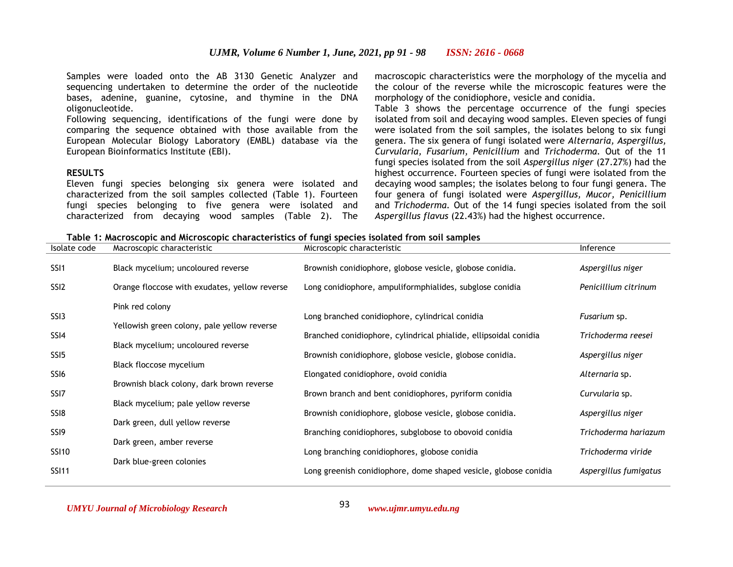Samples were loaded onto the AB 3130 Genetic Analyzer and sequencing undertaken to determine the order of the nucleotide bases, adenine, guanine, cytosine, and thymine in the DNA oligonucleotide.

Following sequencing, identifications of the fungi were done by comparing the sequence obtained with those available from the European Molecular Biology Laboratory (EMBL) database via the European Bioinformatics Institute (EBI).

## RESULTS

Eleven fungi species belonging six genera were isolated and characterized from the soil samples collected (Table 1). Fourteen fungi species belonging to five genera were isolated and characterized from decaying wood samples (Table 2). The macroscopic characteristics were the morphology of the mycelia and the colour of the reverse while the microscopic features were the morphology of the conidiophore, vesicle and conidia.

Table 3 shows the percentage occurrence of the fungi species isolated from soil and decaying wood samples. Eleven species of fungi were isolated from the soil samples, the isolates belong to six fungi genera. The six genera of fungi isolated were *Alternaria, Aspergillus, Curvularia, Fusarium, Penicillium* and *Trichoderma.* Out of the 11 fungi species isolated from the soil *Aspergillus niger* (27.27%) had the highest occurrence. Fourteen species of fungi were isolated from the decaying wood samples; the isolates belong to four fungi genera. The four genera of fungi isolated were *Aspergillus, Mucor, Penicillium* and *Trichoderma.* Out of the 14 fungi species isolated from the soil *Aspergillus flavus* (22.43%) had the highest occurrence.

**Table 1: Macroscopic and Microscopic characteristics of fungi species isolated from soil samples**

| Isolate code | Macroscopic characteristic | Microscopic characteristic | Inference |
|---|---|---|---|
| SSI1 | Black mycelium; uncoloured reverse | Brownish conidiophore, globose vesicle, globose conidia. | *Aspergillus niger* |
| SSI2 | Orange floccose with exudates, yellow reverse | Long conidiophore, ampuliformphialides, subglose conidia | *Penicillium citrinum* |
| SSI3 | Pink red colony | Long branched conidiophore, cylindrical conidia | *Fusarium* sp. |
| SSI4 | Yellowish green colony, pale yellow reverse | Branched conidiophore, cylindrical phialide, ellipsoidal conidia | *Trichoderma reesei* |
| SSI5 | Black mycelium; uncoloured reverse | Brownish conidiophore, globose vesicle, globose conidia. | *Aspergillus niger* |
| SSI6 | Black floccose mycelium | Elongated conidiophore, ovoid conidia | *Alternaria* sp. |
| SSI7 | Brownish black colony, dark brown reverse | Brown branch and bent conidiophores, pyriform conidia | *Curvularia* sp. |
| SSI8 | Black mycelium; pale yellow reverse | Brownish conidiophore, globose vesicle, globose conidia. | *Aspergillus niger* |
| SSI9 | Dark green, dull yellow reverse | Branching conidiophores, subglobose to obovoid conidia | *Trichoderma hariazum* |
| SSI10 | Dark green, amber reverse | Long branching conidiophores, globose conidia | *Trichoderma viride* |
| SSI11 | Dark blue-green colonies | Long greenish conidiophore, dome shaped vesicle, globose conidia | *Aspergillus fumigatus* |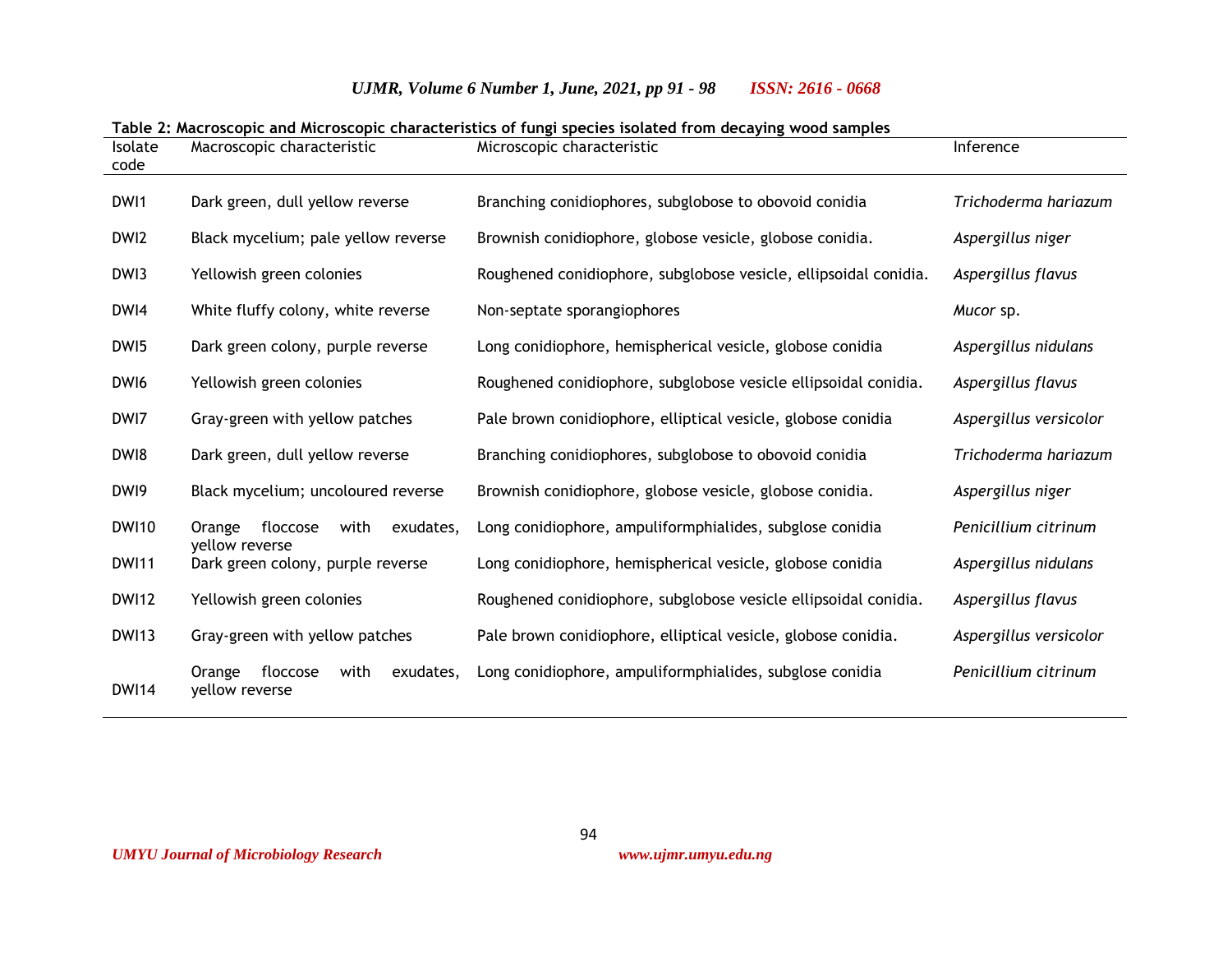**Table 2: Macroscopic and Microscopic characteristics of fungi species isolated from decaying wood samples**

| Isolate code | Macroscopic characteristic | Microscopic characteristic | Inference |
|---|---|---|---|
| DWI1 | Dark green, dull yellow reverse | Branching conidiophores, subglobose to obovoid conidia | *Trichoderma hariazum* |
| DWI2 | Black mycelium; pale yellow reverse | Brownish conidiophore, globose vesicle, globose conidia. | *Aspergillus niger* |
| DWI3 | Yellowish green colonies | Roughened conidiophore, subglobose vesicle, ellipsoidal conidia. | *Aspergillus flavus* |
| DWI4 | White fluffy colony, white reverse | Non-septate sporangiophores | *Mucor* sp. |
| DWI5 | Dark green colony, purple reverse | Long conidiophore, hemispherical vesicle, globose conidia | *Aspergillus nidulans* |
| DWI6 | Yellowish green colonies | Roughened conidiophore, subglobose vesicle ellipsoidal conidia. | *Aspergillus flavus* |
| DWI7 | Gray-green with yellow patches | Pale brown conidiophore, elliptical vesicle, globose conidia | *Aspergillus versicolor* |
| DWI8 | Dark green, dull yellow reverse | Branching conidiophores, subglobose to obovoid conidia | *Trichoderma hariazum* |
| DWI9 | Black mycelium; uncoloured reverse | Brownish conidiophore, globose vesicle, globose conidia. | *Aspergillus niger* |
| DWI10 | Orange floccose with exudates, yellow reverse | Long conidiophore, ampuliformphialides, subglose conidia | *Penicillium citrinum* |
| DWI11 | Dark green colony, purple reverse | Long conidiophore, hemispherical vesicle, globose conidia | *Aspergillus nidulans* |
| DWI12 | Yellowish green colonies | Roughened conidiophore, subglobose vesicle ellipsoidal conidia. | *Aspergillus flavus* |
| DWI13 | Gray-green with yellow patches | Pale brown conidiophore, elliptical vesicle, globose conidia. | *Aspergillus versicolor* |
| DWI14 | Orange floccose with exudates, yellow reverse | Long conidiophore, ampuliformphialides, subglose conidia | *Penicillium citrinum* |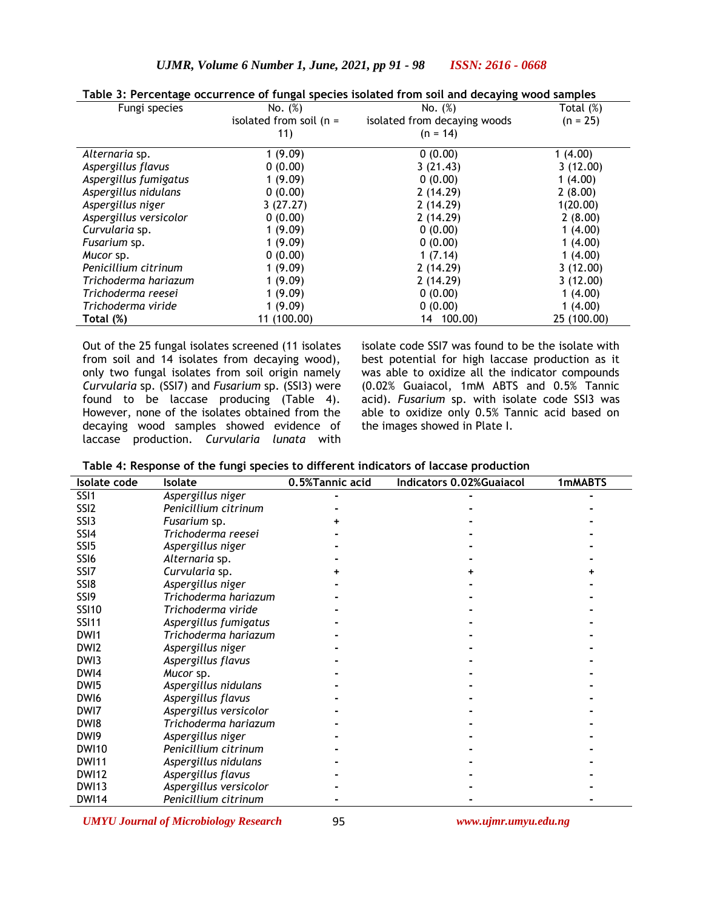**Table 3: Percentage occurrence of fungal species isolated from soil and decaying wood samples**

| Fungi species | No. (%) isolated from soil (n = 11) | No. (%) isolated from decaying woods (n = 14) | Total (%) (n = 25) |
|---|---|---|---|
| *Alternaria* sp. | 1 (9.09) | 0 (0.00) | 1 (4.00) |
| *Aspergillus flavus* | 0 (0.00) | 3 (21.43) | 3 (12.00) |
| *Aspergillus fumigatus* | 1 (9.09) | 0 (0.00) | 1 (4.00) |
| *Aspergillus nidulans* | 0 (0.00) | 2 (14.29) | 2 (8.00) |
| *Aspergillus niger* | 3 (27.27) | 2 (14.29) | 1(20.00) |
| *Aspergillus versicolor* | 0 (0.00) | 2 (14.29) | 2 (8.00) |
| *Curvularia* sp. | 1 (9.09) | 0 (0.00) | 1 (4.00) |
| *Fusarium* sp. | 1 (9.09) | 0 (0.00) | 1 (4.00) |
| *Mucor* sp. | 0 (0.00) | 1 (7.14) | 1 (4.00) |
| *Penicillium citrinum* | 1 (9.09) | 2 (14.29) | 3 (12.00) |
| *Trichoderma hariazum* | 1 (9.09) | 2 (14.29) | 3 (12.00) |
| *Trichoderma reesei* | 1 (9.09) | 0 (0.00) | 1 (4.00) |
| *Trichoderma viride* | 1 (9.09) | 0 (0.00) | 1 (4.00) |
| **Total (%)** | 11 (100.00) | 14 100.00) | 25 (100.00) |

Out of the 25 fungal isolates screened (11 isolates from soil and 14 isolates from decaying wood), only two fungal isolates from soil origin namely *Curvularia* sp. (SSI7) and *Fusarium* sp. (SSI3) were found to be laccase producing (Table 4). However, none of the isolates obtained from the decaying wood samples showed evidence of laccase production. *Curvularia lunata* with isolate code SSI7 was found to be the isolate with best potential for high laccase production as it was able to oxidize all the indicator compounds (0.02% Guaiacol, 1mM ABTS and 0.5% Tannic acid). *Fusarium* sp. with isolate code SSI3 was able to oxidize only 0.5% Tannic acid based on the images showed in Plate I.

**Table 4: Response of the fungi species to different indicators of laccase production**

| Isolate code | Isolate | 0.5%Tannic acid | Indicators 0.02%Guaiacol | 1mMABTS |
|---|---|---|---|---|
| SSI1 | *Aspergillus niger* | - | - | - |
| SSI2 | *Penicillium citrinum* | - | - | - |
| SSI3 | *Fusarium* sp. | + | - | - |
| SSI4 | *Trichoderma reesei* | - | - | - |
| SSI5 | *Aspergillus niger* | - | - | - |
| SSI6 | *Alternaria* sp. | - | - | - |
| SSI7 | *Curvularia* sp. | + | + | + |
| SSI8 | *Aspergillus niger* | - | - | - |
| SSI9 | *Trichoderma hariazum* | - | - | - |
| SSI10 | *Trichoderma viride* | - | - | - |
| SSI11 | *Aspergillus fumigatus* | - | - | - |
| DWI1 | *Trichoderma hariazum* | - | - | - |
| DWI2 | *Aspergillus niger* | - | - | - |
| DWI3 | *Aspergillus flavus* | - | - | - |
| DWI4 | *Mucor* sp. | - | - | - |
| DWI5 | *Aspergillus nidulans* | - | - | - |
| DWI6 | *Aspergillus flavus* | - | - | - |
| DWI7 | *Aspergillus versicolor* | - | - | - |
| DWI8 | *Trichoderma hariazum* | - | - | - |
| DWI9 | *Aspergillus niger* | - | - | - |
| DWI10 | *Penicillium citrinum* | - | - | - |
| DWI11 | *Aspergillus nidulans* | - | - | - |
| DWI12 | *Aspergillus flavus* | - | - | - |
| DWI13 | *Aspergillus versicolor* | - | - | - |
| DWI14 | *Penicillium citrinum* | - | - | - |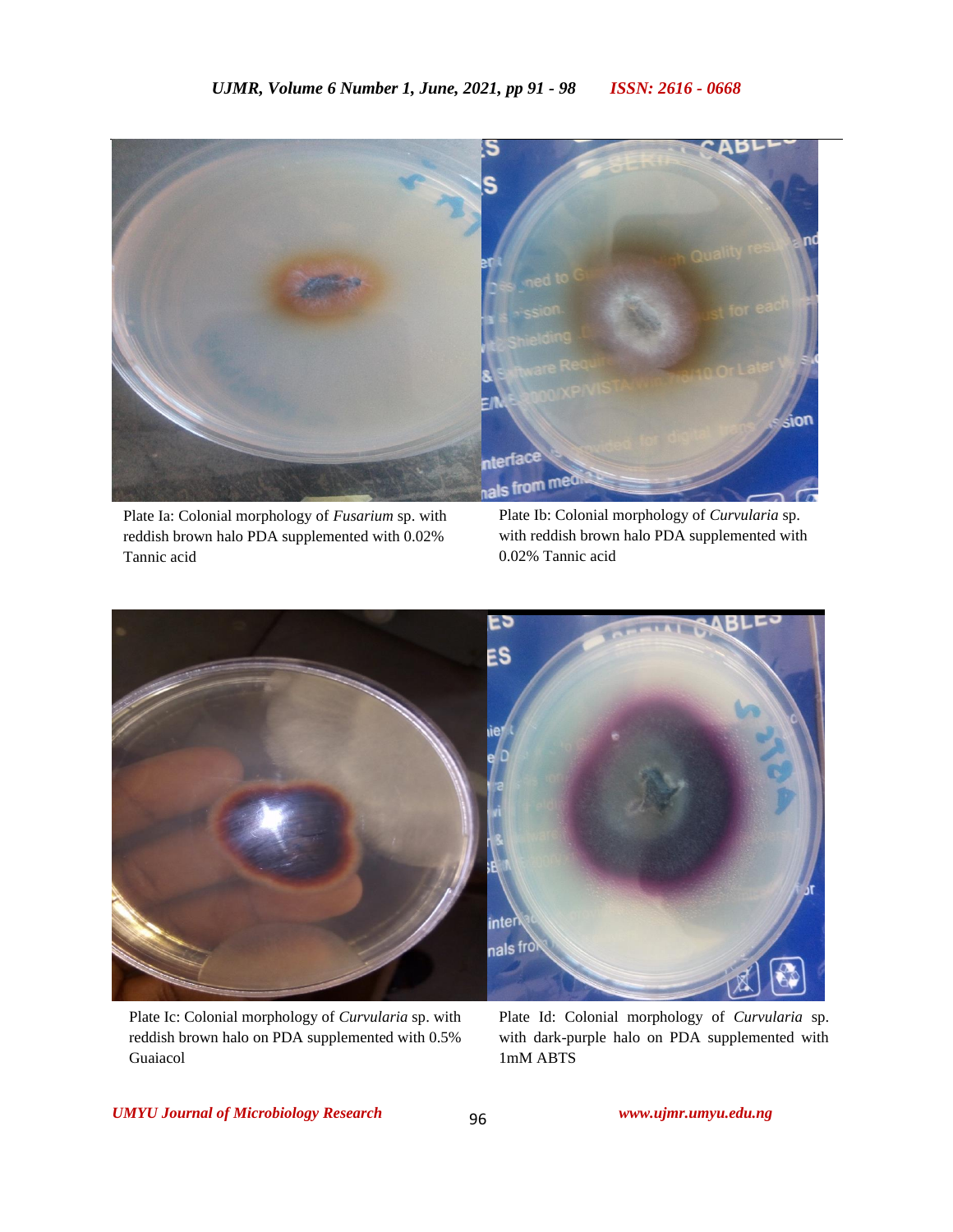Plate Ia: Colonial morphology of *Fusarium* sp. with reddish brown halo PDA supplemented with 0.02% Tannic acid

Plate Ib: Colonial morphology of *Curvularia* sp. with reddish brown halo PDA supplemented with 0.02% Tannic acid

Plate Ic: Colonial morphology of *Curvularia* sp. with reddish brown halo on PDA supplemented with 0.5% Guaiacol

Plate Id: Colonial morphology of *Curvularia* sp. with dark-purple halo on PDA supplemented with 1mM ABTS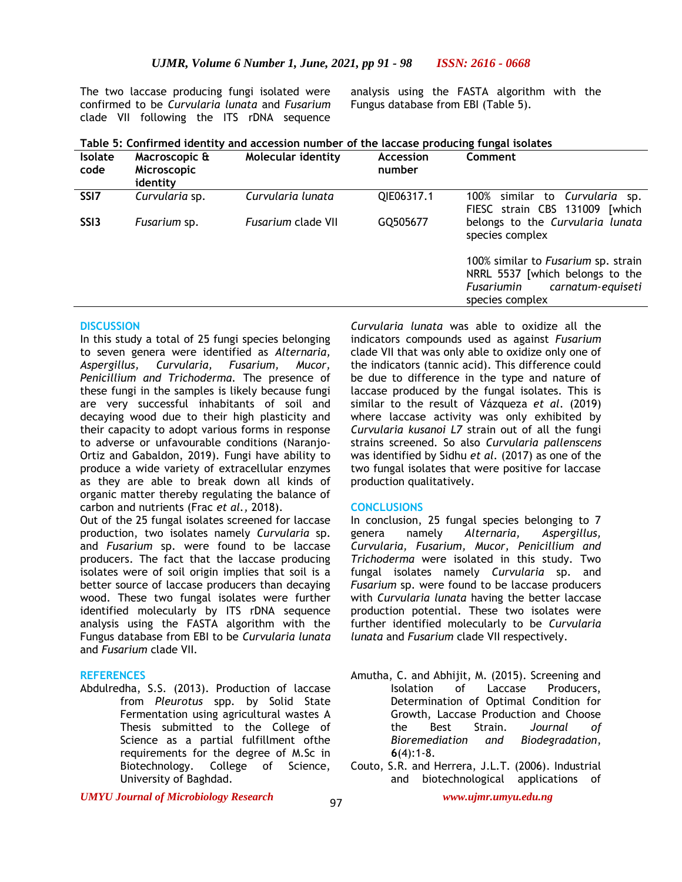The two laccase producing fungi isolated were confirmed to be *Curvularia lunata* and *Fusarium* clade VII following the ITS rDNA sequence analysis using the FASTA algorithm with the Fungus database from EBI (Table 5).

**Table 5: Confirmed identity and accession number of the laccase producing fungal isolates**

| Isolate code | Macroscopic & Microscopic identity | Molecular identity | Accession number | Comment |
|---|---|---|---|---|
| SSI7 | *Curvularia* sp. | *Curvularia lunata* | QIE06317.1 | 100% similar to *Curvularia* sp. FIESC strain CBS 131009 [which belongs to the *Curvularia lunata* species complex |
| SSI3 | *Fusarium* sp. | *Fusarium* clade VII | GQ505677 | 100% similar to *Fusarium* sp. strain NRRL 5537 [which belongs to the *Fusariumin carnatum-equiseti* species complex |

## DISCUSSION

In this study a total of 25 fungi species belonging to seven genera were identified as *Alternaria, Aspergillus, Curvularia, Fusarium, Mucor, Penicillium and Trichoderma.* The presence of these fungi in the samples is likely because fungi are very successful inhabitants of soil and decaying wood due to their high plasticity and their capacity to adopt various forms in response to adverse or unfavourable conditions (Naranjo-Ortiz and Gabaldon, 2019). Fungi have ability to produce a wide variety of extracellular enzymes as they are able to break down all kinds of organic matter thereby regulating the balance of carbon and nutrients (Frac *et al.,* 2018).

Out of the 25 fungal isolates screened for laccase production, two isolates namely *Curvularia* sp. and *Fusarium* sp. were found to be laccase producers. The fact that the laccase producing isolates were of soil origin implies that soil is a better source of laccase producers than decaying wood. These two fungal isolates were further identified molecularly by ITS rDNA sequence analysis using the FASTA algorithm with the Fungus database from EBI to be *Curvularia lunata* and *Fusarium* clade VII.

*Curvularia lunata* was able to oxidize all the indicators compounds used as against *Fusarium* clade VII that was only able to oxidize only one of the indicators (tannic acid). This difference could be due to difference in the type and nature of laccase produced by the fungal isolates. This is similar to the result of Vázqueza *et al*. (2019) where laccase activity was only exhibited by *Curvularia kusanoi L7* strain out of all the fungi strains screened. So also *Curvularia pallenscens* was identified by Sidhu *et al*. (2017) as one of the two fungal isolates that were positive for laccase production qualitatively.

## CONCLUSIONS

In conclusion, 25 fungal species belonging to 7 genera namely *Alternaria, Aspergillus, Curvularia, Fusarium, Mucor, Penicillium and Trichoderma* were isolated in this study. Two fungal isolates namely *Curvularia* sp. and *Fusarium* sp. were found to be laccase producers with *Curvularia lunata* having the better laccase production potential. These two isolates were further identified molecularly to be *Curvularia lunata* and *Fusarium* clade VII respectively.

## REFERENCES

Abdulredha, S.S. (2013). Production of laccase from *Pleurotus* spp. by Solid State Fermentation using agricultural wastes A Thesis submitted to the College of Science as a partial fulfillment ofthe requirements for the degree of M.Sc in Biotechnology. College of Science, University of Baghdad.

Amutha, C. and Abhijit, M. (2015). Screening and Isolation of Laccase Producers, Determination of Optimal Condition for Growth, Laccase Production and Choose the Best Strain. *Journal of Bioremediation and Biodegradation*, **6**(4):1-8.

Couto, S.R. and Herrera, J.L.T. (2006). Industrial and biotechnological applications of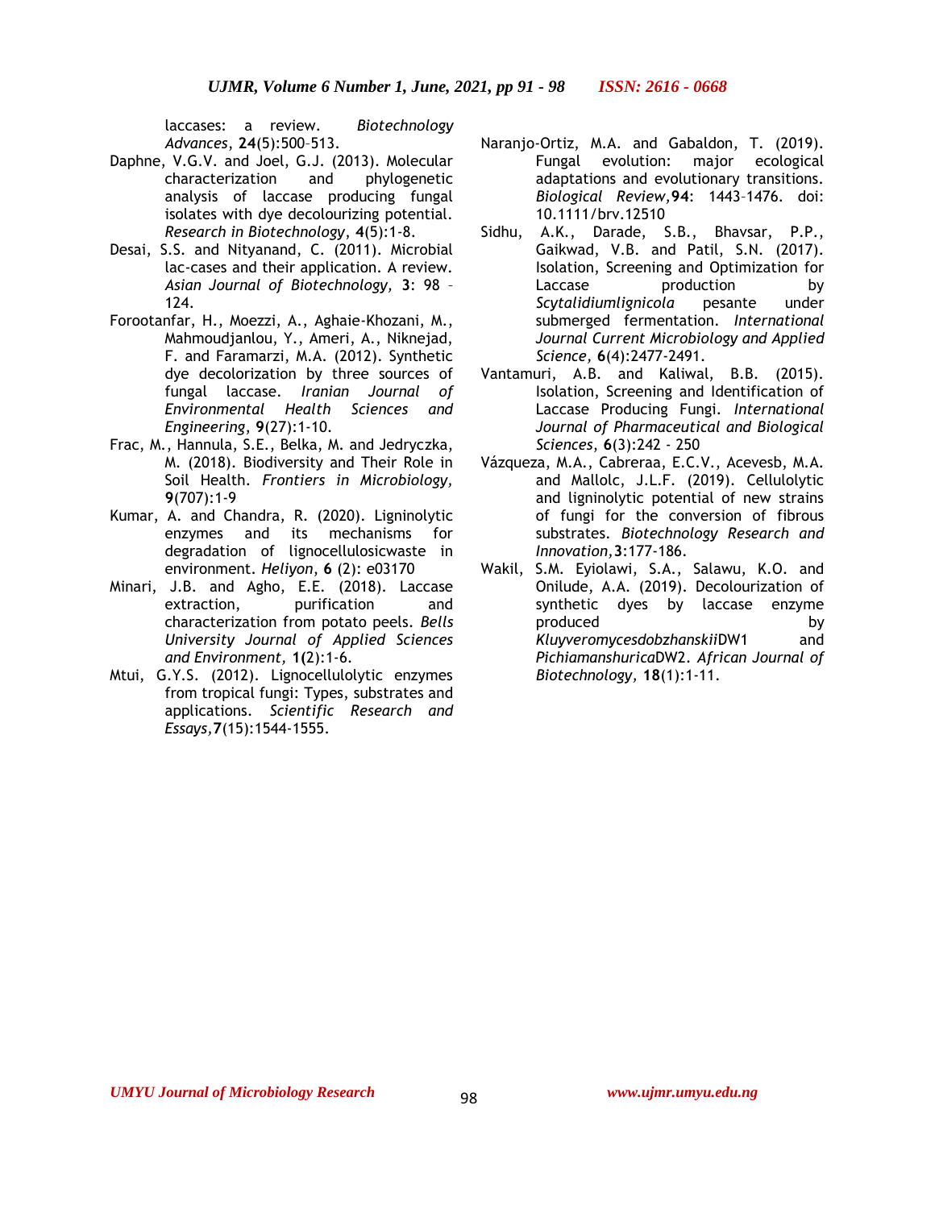laccases: a review. *Biotechnology Advances*, **24**(5):500–513.

Daphne, V.G.V. and Joel, G.J. (2013). Molecular characterization and phylogenetic analysis of laccase producing fungal isolates with dye decolourizing potential. *Research in Biotechnology*, **4**(5):1-8.

Desai, S.S. and Nityanand, C. (2011). Microbial lac-cases and their application. A review. *Asian Journal of Biotechnology,* **3**: 98 – 124.

Forootanfar, H., Moezzi, A., Aghaie-Khozani, M., Mahmoudjanlou, Y., Ameri, A., Niknejad, F. and Faramarzi, M.A. (2012). Synthetic dye decolorization by three sources of fungal laccase. *Iranian Journal of Environmental Health Sciences and Engineering*, **9**(27):1-10.

Frac, M., Hannula, S.E., Belka, M. and Jedryczka, M. (2018). Biodiversity and Their Role in Soil Health. *Frontiers in Microbiology,* **9**(707):1-9

Kumar, A. and Chandra, R. (2020). Ligninolytic enzymes and its mechanisms for degradation of lignocellulosicwaste in environment. *Heliyon,* **6** (2): e03170

Minari, J.B. and Agho, E.E. (2018). Laccase extraction, purification and characterization from potato peels. *Bells University Journal of Applied Sciences and Environment,* **1(**2):1-6.

Mtui, G.Y.S. (2012). Lignocellulolytic enzymes from tropical fungi: Types, substrates and applications. *Scientific Research and Essays,***7**(15):1544-1555.

Naranjo-Ortiz, M.A. and Gabaldon, T. (2019). Fungal evolution: major ecological adaptations and evolutionary transitions. *Biological Review,***94**: 1443–1476. doi: 10.1111/brv.12510

Sidhu, A.K., Darade, S.B., Bhavsar, P.P., Gaikwad, V.B. and Patil, S.N. (2017). Isolation, Screening and Optimization for Laccase production by *Scytalidiumlignicola* pesante under submerged fermentation. *International Journal Current Microbiology and Applied Science*, **6**(4):2477-2491.

Vantamuri, A.B. and Kaliwal, B.B. (2015). Isolation, Screening and Identification of Laccase Producing Fungi. *International Journal of Pharmaceutical and Biological Sciences*, **6**(3):242 - 250

Vázqueza, M.A., Cabreraa, E.C.V., Acevesb, M.A. and Mallolc, J.L.F. (2019). Cellulolytic and ligninolytic potential of new strains of fungi for the conversion of fibrous substrates. *Biotechnology Research and Innovation,***3**:177-186.

Wakil, S.M. Eyiolawi, S.A., Salawu, K.O. and Onilude, A.A. (2019). Decolourization of synthetic dyes by laccase enzyme produced by *Kluyveromycesdobzhanskii*DW1 and *Pichiamanshurica*DW2. *African Journal of Biotechnology,* **18**(1):1-11.